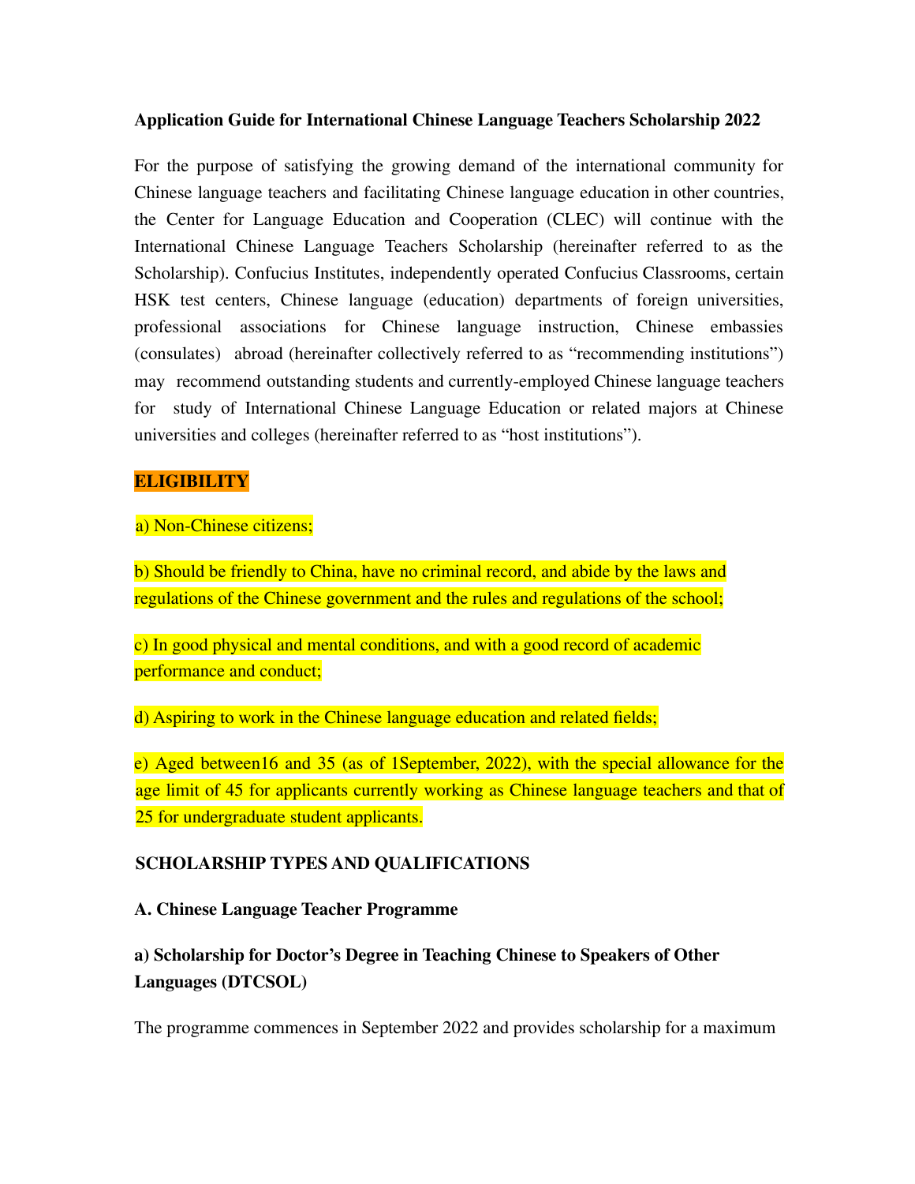# Application Guide for International Chinese Language Teachers Scholarship 2022

For the purpose of satisfying the growing demand of the international community for Chinese language teachers and facilitating Chinese language education in other countries, the Center for Language Education and Cooperation (CLEC) will continue with the International Chinese Language Teachers Scholarship (hereinafter referred to as the Scholarship). Confucius Institutes, independently operated Confucius Classrooms, certain HSK test centers, Chinese language (education) departments of foreign universities, professional associations for Chinese language instruction, Chinese embassies (consulates) abroad (hereinafter collectively referred to as "recommending institutions") may recommend outstanding students and currently-employed Chinese language teachers for study of International Chinese Language Education or related majors at Chinese universities and colleges (hereinafter referred to as "host institutions").

## ELIGIBILITY

a) Non-Chinese citizens;

b) Should be friendly to China, have no criminal record, and abide by the laws and regulations of the Chinese government and the rules and regulations of the school;

c) In good physical and mental conditions, and with a good record of academic performance and conduct;

d) Aspiring to work in the Chinese language education and related fields;

e) Aged between16 and 35 (as of 1September, 2022), with the special allowance for the age limit of 45 for applicants currently working as Chinese language teachers and that of 25 for undergraduate student applicants.

## SCHOLARSHIP TYPES AND QUALIFICATIONS

### A. Chinese Language Teacher Programme

#### a) Scholarship for Doctor's Degree in Teaching Chinese to Speakers of Other Languages (DTCSOL)

The programme commences in September 2022 and provides scholarship for a maximum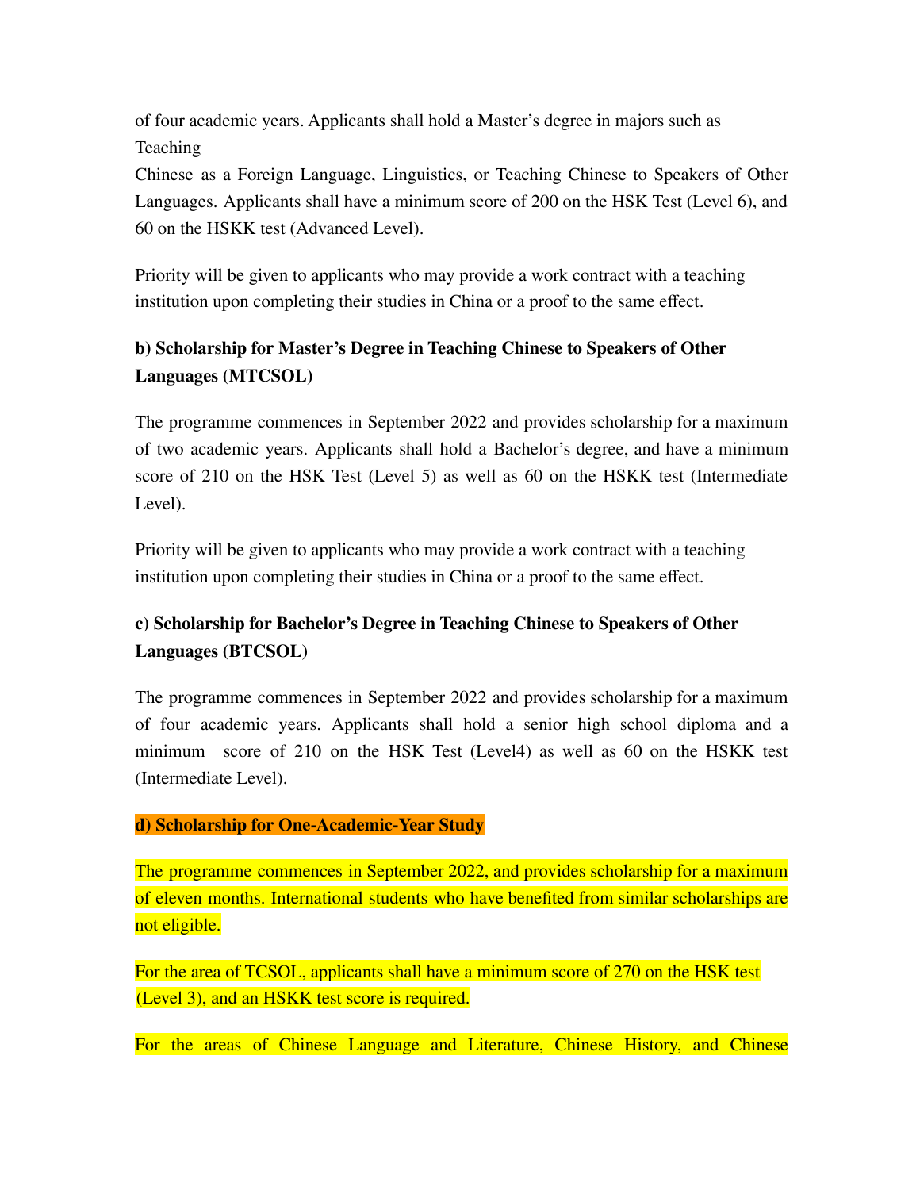of four academic years. Applicants shall hold a Master's degree in majors such as Teaching Chinese as a Foreign Language, Linguistics, or Teaching Chinese to Speakers of Other Languages. Applicants shall have a minimum score of 200 on the HSK Test (Level 6), and 60 on the HSKK test (Advanced Level).

Priority will be given to applicants who may provide a work contract with a teaching institution upon completing their studies in China or a proof to the same effect.

**b) Scholarship for Master's Degree in Teaching Chinese to Speakers of Other Languages (MTCSOL)**

The programme commences in September 2022 and provides scholarship for a maximum of two academic years. Applicants shall hold a Bachelor's degree, and have a minimum score of 210 on the HSK Test (Level 5) as well as 60 on the HSKK test (Intermediate Level).

Priority will be given to applicants who may provide a work contract with a teaching institution upon completing their studies in China or a proof to the same effect.

**c) Scholarship for Bachelor's Degree in Teaching Chinese to Speakers of Other Languages (BTCSOL)**

The programme commences in September 2022 and provides scholarship for a maximum of four academic years. Applicants shall hold a senior high school diploma and a minimum score of 210 on the HSK Test (Level4) as well as 60 on the HSKK test (Intermediate Level).

**d) Scholarship for One-Academic-Year Study**

The programme commences in September 2022, and provides scholarship for a maximum of eleven months. International students who have benefited from similar scholarships are not eligible.

For the area of TCSOL, applicants shall have a minimum score of 270 on the HSK test (Level 3), and an HSKK test score is required.

For the areas of Chinese Language and Literature, Chinese History, and Chinese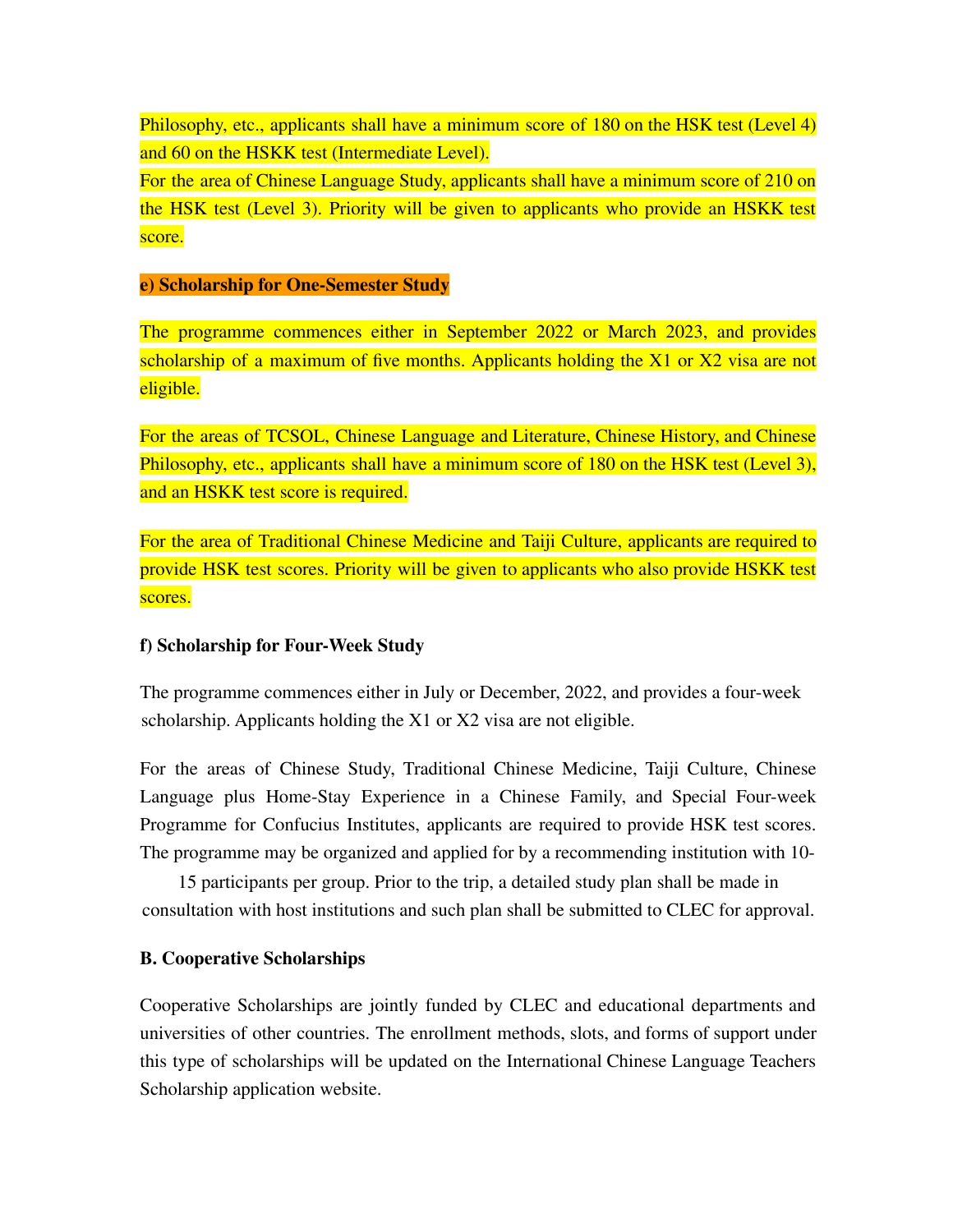Philosophy, etc., applicants shall have a minimum score of 180 on the HSK test (Level 4) and 60 on the HSKK test (Intermediate Level).

For the area of Chinese Language Study, applicants shall have a minimum score of 210 on the HSK test (Level 3). Priority will be given to applicants who provide an HSKK test score.

**e) Scholarship for One-Semester Study**

The programme commences either in September 2022 or March 2023, and provides scholarship of a maximum of five months. Applicants holding the X1 or X2 visa are not eligible.

For the areas of TCSOL, Chinese Language and Literature, Chinese History, and Chinese Philosophy, etc., applicants shall have a minimum score of 180 on the HSK test (Level 3), and an HSKK test score is required.

For the area of Traditional Chinese Medicine and Taiji Culture, applicants are required to provide HSK test scores. Priority will be given to applicants who also provide HSKK test scores.

**f) Scholarship for Four-Week Study**

The programme commences either in July or December, 2022, and provides a four-week scholarship. Applicants holding the X1 or X2 visa are not eligible.

For the areas of Chinese Study, Traditional Chinese Medicine, Taiji Culture, Chinese Language plus Home-Stay Experience in a Chinese Family, and Special Four-week Programme for Confucius Institutes, applicants are required to provide HSK test scores. The programme may be organized and applied for by a recommending institution with 10-15 participants per group. Prior to the trip, a detailed study plan shall be made in consultation with host institutions and such plan shall be submitted to CLEC for approval.

**B. Cooperative Scholarships**

Cooperative Scholarships are jointly funded by CLEC and educational departments and universities of other countries. The enrollment methods, slots, and forms of support under this type of scholarships will be updated on the International Chinese Language Teachers Scholarship application website.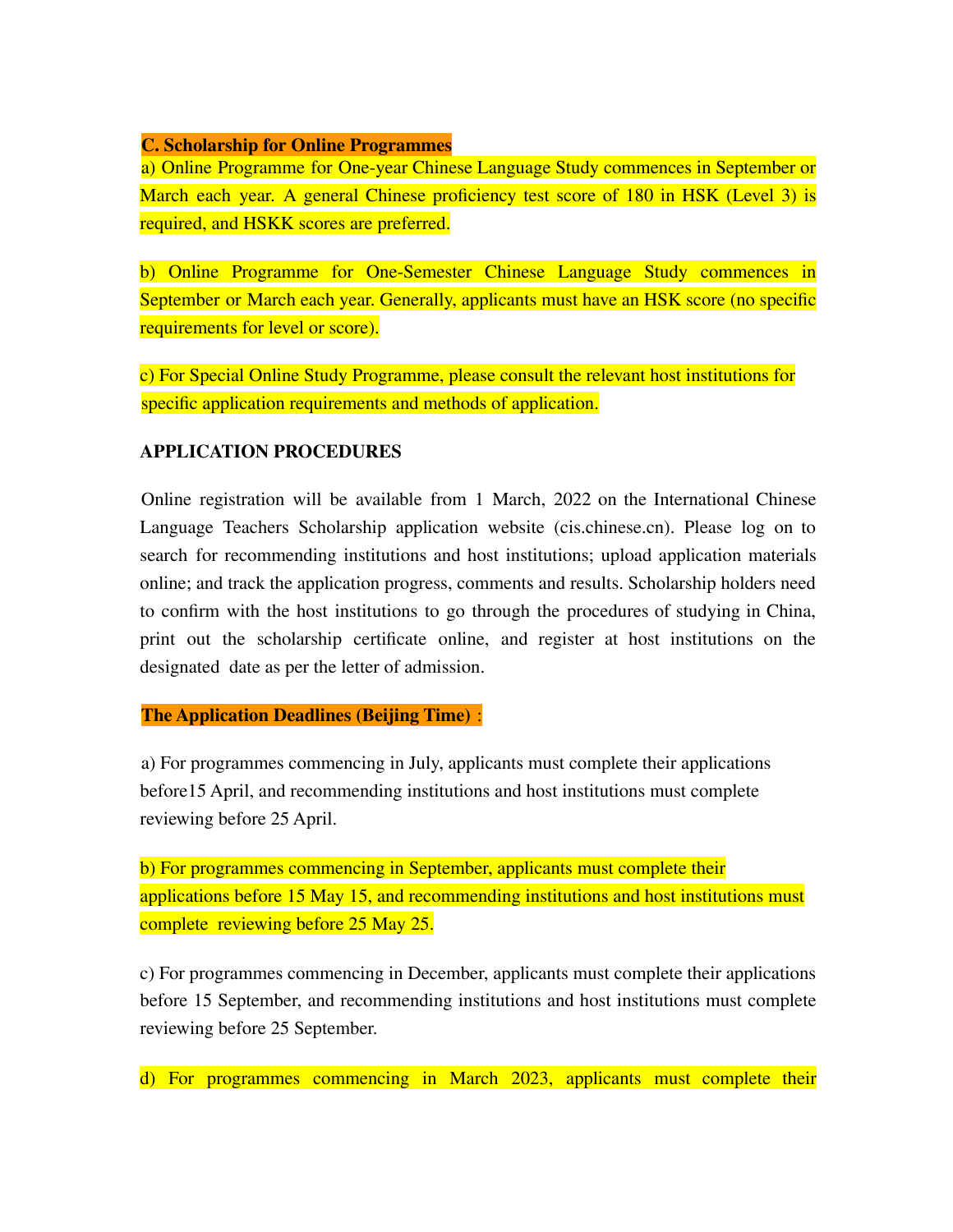**C. Scholarship for Online Programmes**

a) Online Programme for One-year Chinese Language Study commences in September or March each year. A general Chinese proficiency test score of 180 in HSK (Level 3) is required, and HSKK scores are preferred.

b) Online Programme for One-Semester Chinese Language Study commences in September or March each year. Generally, applicants must have an HSK score (no specific requirements for level or score).

c) For Special Online Study Programme, please consult the relevant host institutions for specific application requirements and methods of application.

**APPLICATION PROCEDURES**

Online registration will be available from 1 March, 2022 on the International Chinese Language Teachers Scholarship application website (cis.chinese.cn). Please log on to search for recommending institutions and host institutions; upload application materials online; and track the application progress, comments and results. Scholarship holders need to confirm with the host institutions to go through the procedures of studying in China, print out the scholarship certificate online, and register at host institutions on the designated date as per the letter of admission.

**The Application Deadlines (Beijing Time)**:

a) For programmes commencing in July, applicants must complete their applications before15 April, and recommending institutions and host institutions must complete reviewing before 25 April.

b) For programmes commencing in September, applicants must complete their applications before 15 May 15, and recommending institutions and host institutions must complete reviewing before 25 May 25.

c) For programmes commencing in December, applicants must complete their applications before 15 September, and recommending institutions and host institutions must complete reviewing before 25 September.

d) For programmes commencing in March 2023, applicants must complete their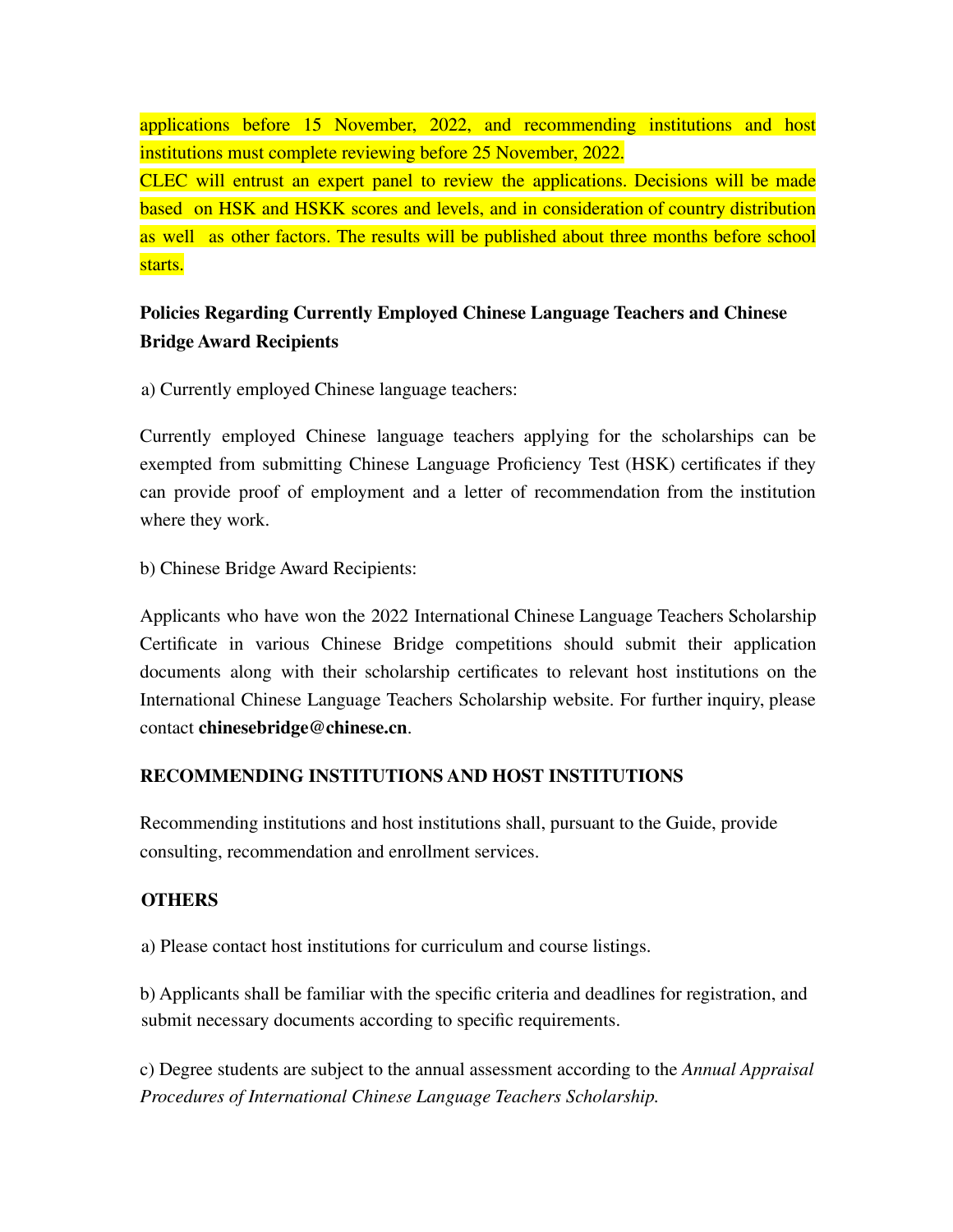applications before 15 November, 2022, and recommending institutions and host institutions must complete reviewing before 25 November, 2022.

CLEC will entrust an expert panel to review the applications. Decisions will be made based on HSK and HSKK scores and levels, and in consideration of country distribution as well as other factors. The results will be published about three months before school starts.

**Policies Regarding Currently Employed Chinese Language Teachers and Chinese Bridge Award Recipients**

a) Currently employed Chinese language teachers:

Currently employed Chinese language teachers applying for the scholarships can be exempted from submitting Chinese Language Proficiency Test (HSK) certificates if they can provide proof of employment and a letter of recommendation from the institution where they work.

b) Chinese Bridge Award Recipients:

Applicants who have won the 2022 International Chinese Language Teachers Scholarship Certificate in various Chinese Bridge competitions should submit their application documents along with their scholarship certificates to relevant host institutions on the International Chinese Language Teachers Scholarship website. For further inquiry, please contact **chinesebridge@chinese.cn**.

**RECOMMENDING INSTITUTIONS AND HOST INSTITUTIONS**

Recommending institutions and host institutions shall, pursuant to the Guide, provide consulting, recommendation and enrollment services.

**OTHERS**

a) Please contact host institutions for curriculum and course listings.

b) Applicants shall be familiar with the specific criteria and deadlines for registration, and submit necessary documents according to specific requirements.

c) Degree students are subject to the annual assessment according to the *Annual Appraisal Procedures of International Chinese Language Teachers Scholarship.*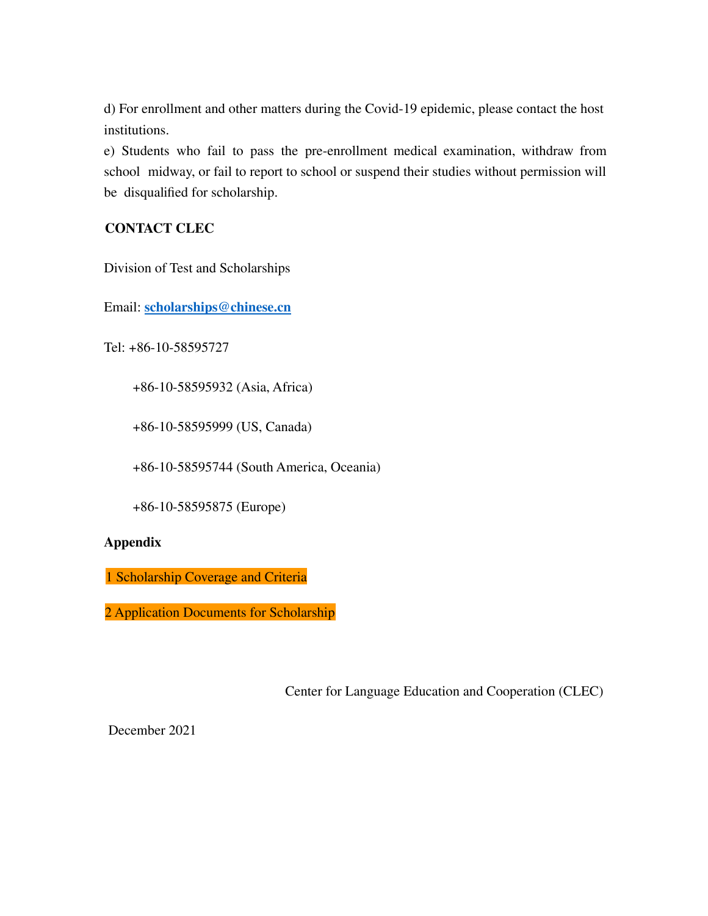d) For enrollment and other matters during the Covid-19 epidemic, please contact the host institutions.

e) Students who fail to pass the pre-enrollment medical examination, withdraw from school midway, or fail to report to school or suspend their studies without permission will be disqualified for scholarship.

**CONTACT CLEC**

Division of Test and Scholarships

Email: **scholarships@chinese.cn**

Tel: +86-10-58595727

+86-10-58595932 (Asia, Africa)

+86-10-58595999 (US, Canada)

+86-10-58595744 (South America, Oceania)

+86-10-58595875 (Europe)

**Appendix**

1 Scholarship Coverage and Criteria

2 Application Documents for Scholarship

Center for Language Education and Cooperation (CLEC)

December 2021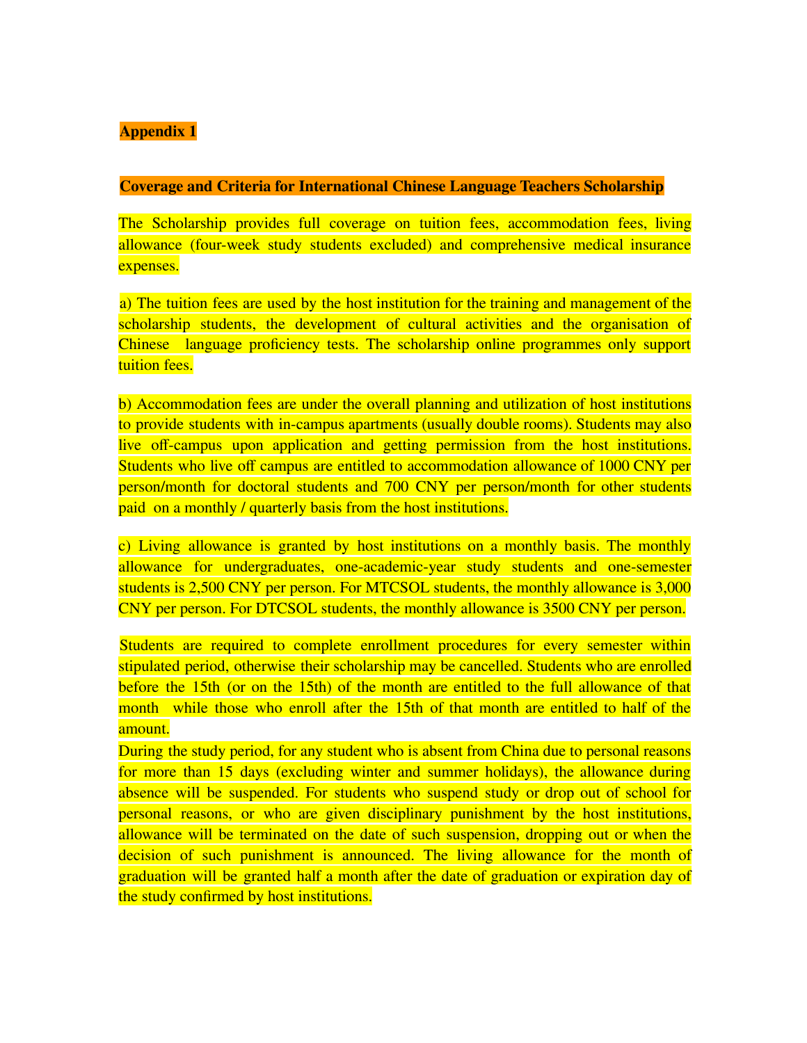**Appendix 1**

**Coverage and Criteria for International Chinese Language Teachers Scholarship**

The Scholarship provides full coverage on tuition fees, accommodation fees, living allowance (four-week study students excluded) and comprehensive medical insurance expenses.

a) The tuition fees are used by the host institution for the training and management of the scholarship students, the development of cultural activities and the organisation of Chinese language proficiency tests. The scholarship online programmes only support tuition fees.

b) Accommodation fees are under the overall planning and utilization of host institutions to provide students with in-campus apartments (usually double rooms). Students may also live off-campus upon application and getting permission from the host institutions. Students who live off campus are entitled to accommodation allowance of 1000 CNY per person/month for doctoral students and 700 CNY per person/month for other students paid on a monthly / quarterly basis from the host institutions.

c) Living allowance is granted by host institutions on a monthly basis. The monthly allowance for undergraduates, one-academic-year study students and one-semester students is 2,500 CNY per person. For MTCSOL students, the monthly allowance is 3,000 CNY per person. For DTCSOL students, the monthly allowance is 3500 CNY per person.

Students are required to complete enrollment procedures for every semester within stipulated period, otherwise their scholarship may be cancelled. Students who are enrolled before the 15th (or on the 15th) of the month are entitled to the full allowance of that month while those who enroll after the 15th of that month are entitled to half of the amount.

During the study period, for any student who is absent from China due to personal reasons for more than 15 days (excluding winter and summer holidays), the allowance during absence will be suspended. For students who suspend study or drop out of school for personal reasons, or who are given disciplinary punishment by the host institutions, allowance will be terminated on the date of such suspension, dropping out or when the decision of such punishment is announced. The living allowance for the month of graduation will be granted half a month after the date of graduation or expiration day of the study confirmed by host institutions.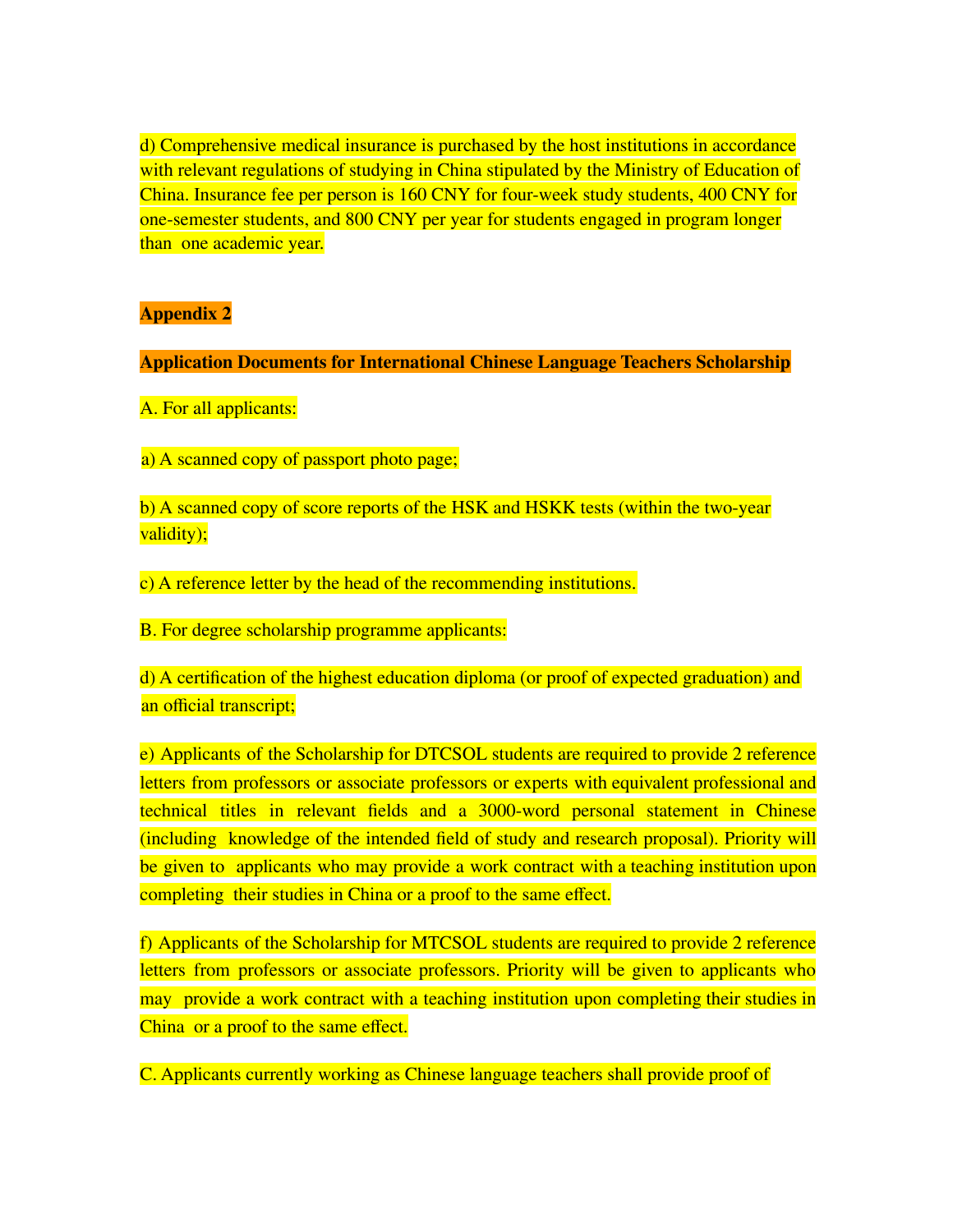d) Comprehensive medical insurance is purchased by the host institutions in accordance with relevant regulations of studying in China stipulated by the Ministry of Education of China. Insurance fee per person is 160 CNY for four-week study students, 400 CNY for one-semester students, and 800 CNY per year for students engaged in program longer than one academic year.

## Appendix 2

### Application Documents for International Chinese Language Teachers Scholarship

A. For all applicants:

a) A scanned copy of passport photo page;

b) A scanned copy of score reports of the HSK and HSKK tests (within the two-year validity);

c) A reference letter by the head of the recommending institutions.

B. For degree scholarship programme applicants:

d) A certification of the highest education diploma (or proof of expected graduation) and an official transcript;

e) Applicants of the Scholarship for DTCSOL students are required to provide 2 reference letters from professors or associate professors or experts with equivalent professional and technical titles in relevant fields and a 3000-word personal statement in Chinese (including knowledge of the intended field of study and research proposal). Priority will be given to applicants who may provide a work contract with a teaching institution upon completing their studies in China or a proof to the same effect.

f) Applicants of the Scholarship for MTCSOL students are required to provide 2 reference letters from professors or associate professors. Priority will be given to applicants who may provide a work contract with a teaching institution upon completing their studies in China or a proof to the same effect.

C. Applicants currently working as Chinese language teachers shall provide proof of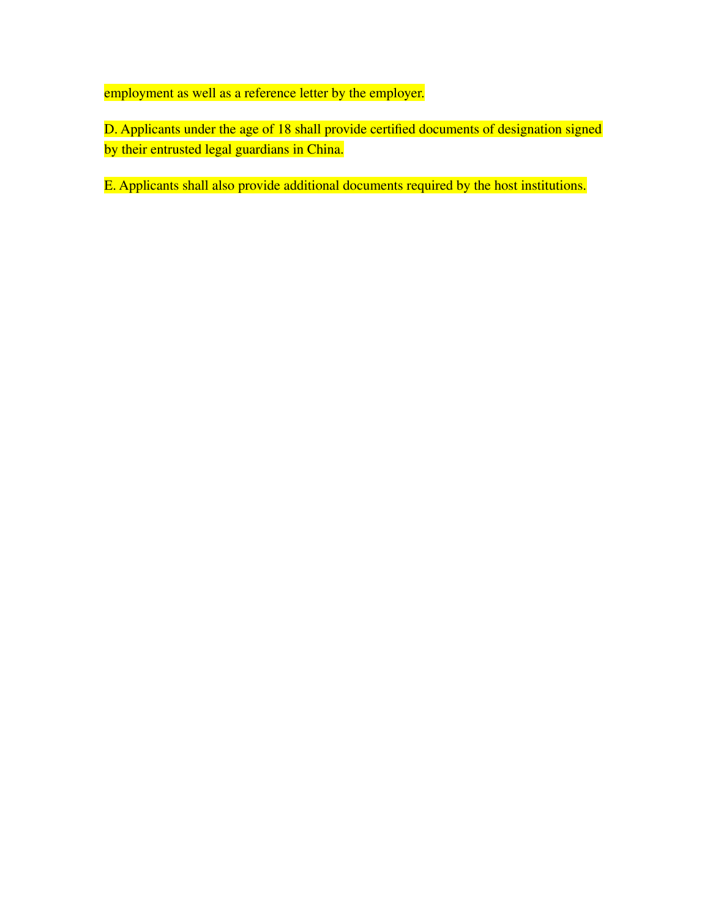employment as well as a reference letter by the employer.

D. Applicants under the age of 18 shall provide certified documents of designation signed by their entrusted legal guardians in China.

E. Applicants shall also provide additional documents required by the host institutions.